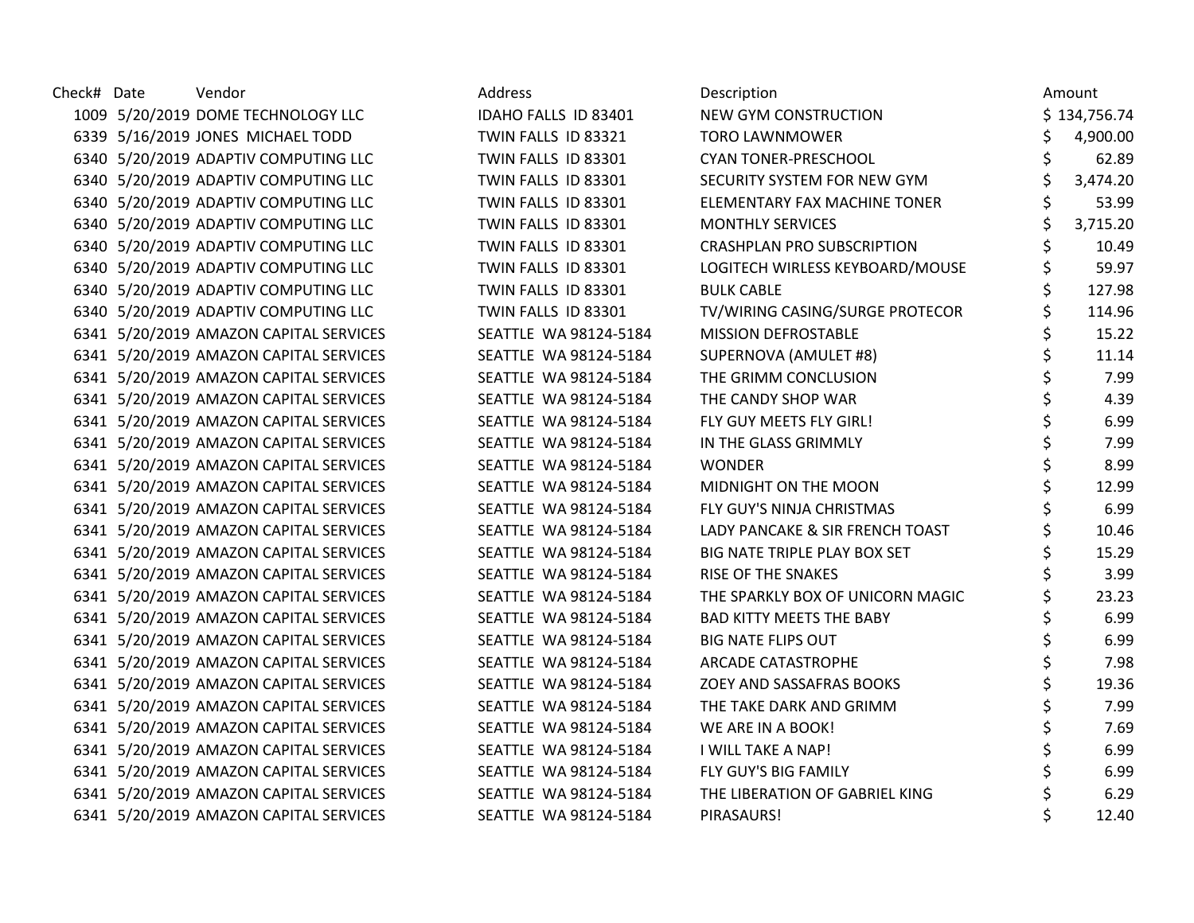| Check# | Date | Vendor | Address | Description | Amount |
|---|---|---|---|---|---|
| 1009 | 5/20/2019 | DOME TECHNOLOGY LLC | IDAHO FALLS ID 83401 | NEW GYM CONSTRUCTION | $ 134,756.74 |
| 6339 | 5/16/2019 | JONES MICHAEL TODD | TWIN FALLS ID 83321 | TORO LAWNMOWER | $ 4,900.00 |
| 6340 | 5/20/2019 | ADAPTIV COMPUTING LLC | TWIN FALLS ID 83301 | CYAN TONER-PRESCHOOL | $ 62.89 |
| 6340 | 5/20/2019 | ADAPTIV COMPUTING LLC | TWIN FALLS ID 83301 | SECURITY SYSTEM FOR NEW GYM | $ 3,474.20 |
| 6340 | 5/20/2019 | ADAPTIV COMPUTING LLC | TWIN FALLS ID 83301 | ELEMENTARY FAX MACHINE TONER | $ 53.99 |
| 6340 | 5/20/2019 | ADAPTIV COMPUTING LLC | TWIN FALLS ID 83301 | MONTHLY SERVICES | $ 3,715.20 |
| 6340 | 5/20/2019 | ADAPTIV COMPUTING LLC | TWIN FALLS ID 83301 | CRASHPLAN PRO SUBSCRIPTION | $ 10.49 |
| 6340 | 5/20/2019 | ADAPTIV COMPUTING LLC | TWIN FALLS ID 83301 | LOGITECH WIRLESS KEYBOARD/MOUSE | $ 59.97 |
| 6340 | 5/20/2019 | ADAPTIV COMPUTING LLC | TWIN FALLS ID 83301 | BULK CABLE | $ 127.98 |
| 6340 | 5/20/2019 | ADAPTIV COMPUTING LLC | TWIN FALLS ID 83301 | TV/WIRING CASING/SURGE PROTECOR | $ 114.96 |
| 6341 | 5/20/2019 | AMAZON CAPITAL SERVICES | SEATTLE WA 98124-5184 | MISSION DEFROSTABLE | $ 15.22 |
| 6341 | 5/20/2019 | AMAZON CAPITAL SERVICES | SEATTLE WA 98124-5184 | SUPERNOVA (AMULET #8) | $ 11.14 |
| 6341 | 5/20/2019 | AMAZON CAPITAL SERVICES | SEATTLE WA 98124-5184 | THE GRIMM CONCLUSION | $ 7.99 |
| 6341 | 5/20/2019 | AMAZON CAPITAL SERVICES | SEATTLE WA 98124-5184 | THE CANDY SHOP WAR | $ 4.39 |
| 6341 | 5/20/2019 | AMAZON CAPITAL SERVICES | SEATTLE WA 98124-5184 | FLY GUY MEETS FLY GIRL! | $ 6.99 |
| 6341 | 5/20/2019 | AMAZON CAPITAL SERVICES | SEATTLE WA 98124-5184 | IN THE GLASS GRIMMLY | $ 7.99 |
| 6341 | 5/20/2019 | AMAZON CAPITAL SERVICES | SEATTLE WA 98124-5184 | WONDER | $ 8.99 |
| 6341 | 5/20/2019 | AMAZON CAPITAL SERVICES | SEATTLE WA 98124-5184 | MIDNIGHT ON THE MOON | $ 12.99 |
| 6341 | 5/20/2019 | AMAZON CAPITAL SERVICES | SEATTLE WA 98124-5184 | FLY GUY'S NINJA CHRISTMAS | $ 6.99 |
| 6341 | 5/20/2019 | AMAZON CAPITAL SERVICES | SEATTLE WA 98124-5184 | LADY PANCAKE & SIR FRENCH TOAST | $ 10.46 |
| 6341 | 5/20/2019 | AMAZON CAPITAL SERVICES | SEATTLE WA 98124-5184 | BIG NATE TRIPLE PLAY BOX SET | $ 15.29 |
| 6341 | 5/20/2019 | AMAZON CAPITAL SERVICES | SEATTLE WA 98124-5184 | RISE OF THE SNAKES | $ 3.99 |
| 6341 | 5/20/2019 | AMAZON CAPITAL SERVICES | SEATTLE WA 98124-5184 | THE SPARKLY BOX OF UNICORN MAGIC | $ 23.23 |
| 6341 | 5/20/2019 | AMAZON CAPITAL SERVICES | SEATTLE WA 98124-5184 | BAD KITTY MEETS THE BABY | $ 6.99 |
| 6341 | 5/20/2019 | AMAZON CAPITAL SERVICES | SEATTLE WA 98124-5184 | BIG NATE FLIPS OUT | $ 6.99 |
| 6341 | 5/20/2019 | AMAZON CAPITAL SERVICES | SEATTLE WA 98124-5184 | ARCADE CATASTROPHE | $ 7.98 |
| 6341 | 5/20/2019 | AMAZON CAPITAL SERVICES | SEATTLE WA 98124-5184 | ZOEY AND SASSAFRAS BOOKS | $ 19.36 |
| 6341 | 5/20/2019 | AMAZON CAPITAL SERVICES | SEATTLE WA 98124-5184 | THE TAKE DARK AND GRIMM | $ 7.99 |
| 6341 | 5/20/2019 | AMAZON CAPITAL SERVICES | SEATTLE WA 98124-5184 | WE ARE IN A BOOK! | $ 7.69 |
| 6341 | 5/20/2019 | AMAZON CAPITAL SERVICES | SEATTLE WA 98124-5184 | I WILL TAKE A NAP! | $ 6.99 |
| 6341 | 5/20/2019 | AMAZON CAPITAL SERVICES | SEATTLE WA 98124-5184 | FLY GUY'S BIG FAMILY | $ 6.99 |
| 6341 | 5/20/2019 | AMAZON CAPITAL SERVICES | SEATTLE WA 98124-5184 | THE LIBERATION OF GABRIEL KING | $ 6.29 |
| 6341 | 5/20/2019 | AMAZON CAPITAL SERVICES | SEATTLE WA 98124-5184 | PIRASAURS! | $ 12.40 |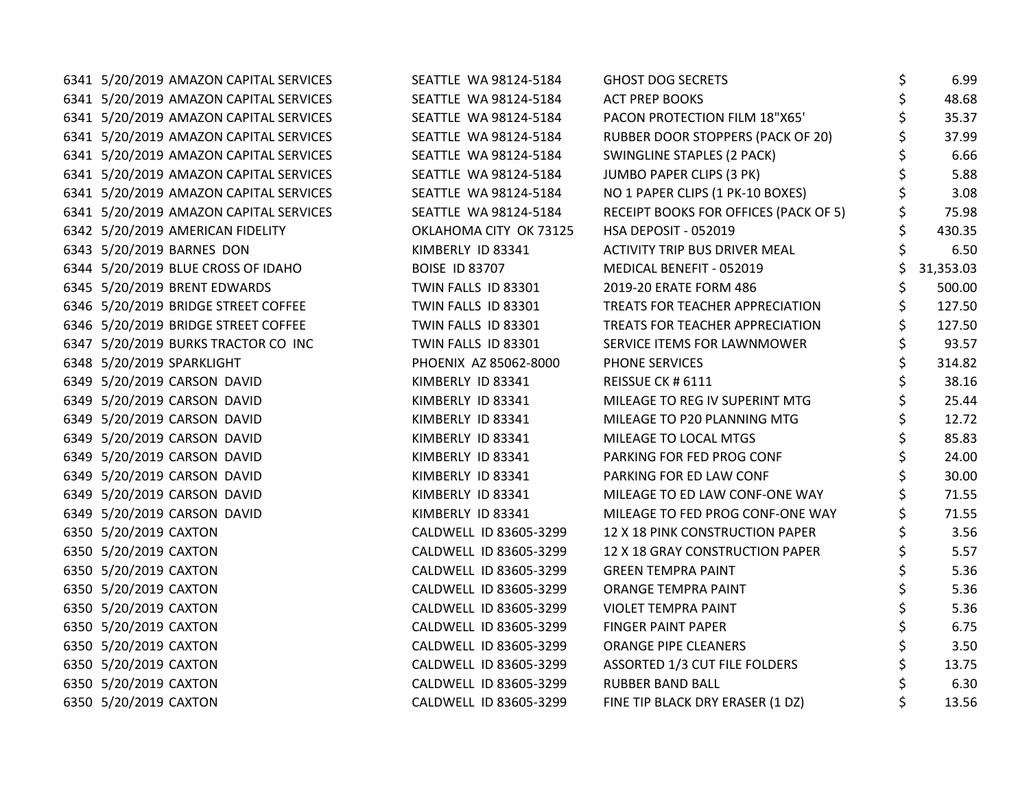| | | | | | |
|---|---|---|---|---|---|
| 6341 | 5/20/2019 | AMAZON CAPITAL SERVICES | SEATTLE WA 98124-5184 | GHOST DOG SECRETS | $ 6.99 |
| 6341 | 5/20/2019 | AMAZON CAPITAL SERVICES | SEATTLE WA 98124-5184 | ACT PREP BOOKS | $ 48.68 |
| 6341 | 5/20/2019 | AMAZON CAPITAL SERVICES | SEATTLE WA 98124-5184 | PACON PROTECTION FILM 18"X65' | $ 35.37 |
| 6341 | 5/20/2019 | AMAZON CAPITAL SERVICES | SEATTLE WA 98124-5184 | RUBBER DOOR STOPPERS (PACK OF 20) | $ 37.99 |
| 6341 | 5/20/2019 | AMAZON CAPITAL SERVICES | SEATTLE WA 98124-5184 | SWINGLINE STAPLES (2 PACK) | $ 6.66 |
| 6341 | 5/20/2019 | AMAZON CAPITAL SERVICES | SEATTLE WA 98124-5184 | JUMBO PAPER CLIPS (3 PK) | $ 5.88 |
| 6341 | 5/20/2019 | AMAZON CAPITAL SERVICES | SEATTLE WA 98124-5184 | NO 1 PAPER CLIPS (1 PK-10 BOXES) | $ 3.08 |
| 6341 | 5/20/2019 | AMAZON CAPITAL SERVICES | SEATTLE WA 98124-5184 | RECEIPT BOOKS FOR OFFICES (PACK OF 5) | $ 75.98 |
| 6342 | 5/20/2019 | AMERICAN FIDELITY | OKLAHOMA CITY OK 73125 | HSA DEPOSIT - 052019 | $ 430.35 |
| 6343 | 5/20/2019 | BARNES DON | KIMBERLY ID 83341 | ACTIVITY TRIP BUS DRIVER MEAL | $ 6.50 |
| 6344 | 5/20/2019 | BLUE CROSS OF IDAHO | BOISE ID 83707 | MEDICAL BENEFIT - 052019 | $ 31,353.03 |
| 6345 | 5/20/2019 | BRENT EDWARDS | TWIN FALLS ID 83301 | 2019-20 ERATE FORM 486 | $ 500.00 |
| 6346 | 5/20/2019 | BRIDGE STREET COFFEE | TWIN FALLS ID 83301 | TREATS FOR TEACHER APPRECIATION | $ 127.50 |
| 6346 | 5/20/2019 | BRIDGE STREET COFFEE | TWIN FALLS ID 83301 | TREATS FOR TEACHER APPRECIATION | $ 127.50 |
| 6347 | 5/20/2019 | BURKS TRACTOR CO INC | TWIN FALLS ID 83301 | SERVICE ITEMS FOR LAWNMOWER | $ 93.57 |
| 6348 | 5/20/2019 | SPARKLIGHT | PHOENIX AZ 85062-8000 | PHONE SERVICES | $ 314.82 |
| 6349 | 5/20/2019 | CARSON DAVID | KIMBERLY ID 83341 | REISSUE CK # 6111 | $ 38.16 |
| 6349 | 5/20/2019 | CARSON DAVID | KIMBERLY ID 83341 | MILEAGE TO REG IV SUPERINT MTG | $ 25.44 |
| 6349 | 5/20/2019 | CARSON DAVID | KIMBERLY ID 83341 | MILEAGE TO P20 PLANNING MTG | $ 12.72 |
| 6349 | 5/20/2019 | CARSON DAVID | KIMBERLY ID 83341 | MILEAGE TO LOCAL MTGS | $ 85.83 |
| 6349 | 5/20/2019 | CARSON DAVID | KIMBERLY ID 83341 | PARKING FOR FED PROG CONF | $ 24.00 |
| 6349 | 5/20/2019 | CARSON DAVID | KIMBERLY ID 83341 | PARKING FOR ED LAW CONF | $ 30.00 |
| 6349 | 5/20/2019 | CARSON DAVID | KIMBERLY ID 83341 | MILEAGE TO ED LAW CONF-ONE WAY | $ 71.55 |
| 6349 | 5/20/2019 | CARSON DAVID | KIMBERLY ID 83341 | MILEAGE TO FED PROG CONF-ONE WAY | $ 71.55 |
| 6350 | 5/20/2019 | CAXTON | CALDWELL ID 83605-3299 | 12 X 18 PINK CONSTRUCTION PAPER | $ 3.56 |
| 6350 | 5/20/2019 | CAXTON | CALDWELL ID 83605-3299 | 12 X 18 GRAY CONSTRUCTION PAPER | $ 5.57 |
| 6350 | 5/20/2019 | CAXTON | CALDWELL ID 83605-3299 | GREEN TEMPRA PAINT | $ 5.36 |
| 6350 | 5/20/2019 | CAXTON | CALDWELL ID 83605-3299 | ORANGE TEMPRA PAINT | $ 5.36 |
| 6350 | 5/20/2019 | CAXTON | CALDWELL ID 83605-3299 | VIOLET TEMPRA PAINT | $ 5.36 |
| 6350 | 5/20/2019 | CAXTON | CALDWELL ID 83605-3299 | FINGER PAINT PAPER | $ 6.75 |
| 6350 | 5/20/2019 | CAXTON | CALDWELL ID 83605-3299 | ORANGE PIPE CLEANERS | $ 3.50 |
| 6350 | 5/20/2019 | CAXTON | CALDWELL ID 83605-3299 | ASSORTED 1/3 CUT FILE FOLDERS | $ 13.75 |
| 6350 | 5/20/2019 | CAXTON | CALDWELL ID 83605-3299 | RUBBER BAND BALL | $ 6.30 |
| 6350 | 5/20/2019 | CAXTON | CALDWELL ID 83605-3299 | FINE TIP BLACK DRY ERASER (1 DZ) | $ 13.56 |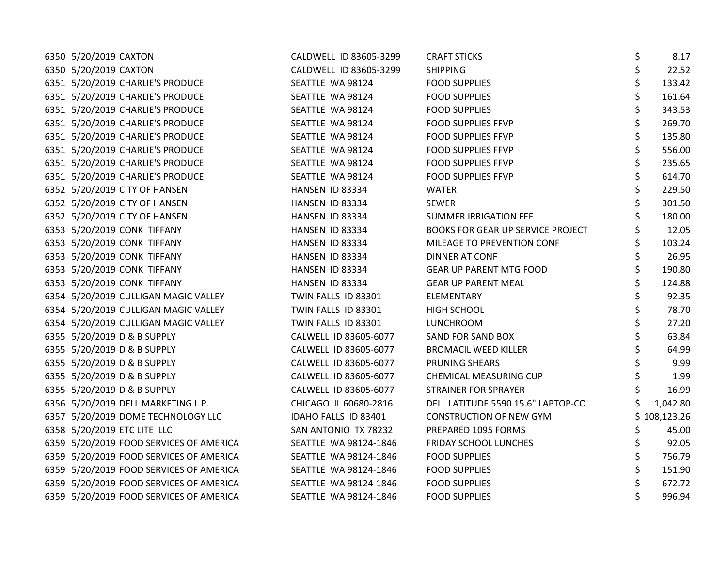| | | | | | |
|---|---|---|---|---|---|
| 6350 | 5/20/2019 | CAXTON | CALDWELL ID 83605-3299 | CRAFT STICKS | $ 8.17 |
| 6350 | 5/20/2019 | CAXTON | CALDWELL ID 83605-3299 | SHIPPING | $ 22.52 |
| 6351 | 5/20/2019 | CHARLIE'S PRODUCE | SEATTLE WA 98124 | FOOD SUPPLIES | $ 133.42 |
| 6351 | 5/20/2019 | CHARLIE'S PRODUCE | SEATTLE WA 98124 | FOOD SUPPLIES | $ 161.64 |
| 6351 | 5/20/2019 | CHARLIE'S PRODUCE | SEATTLE WA 98124 | FOOD SUPPLIES | $ 343.53 |
| 6351 | 5/20/2019 | CHARLIE'S PRODUCE | SEATTLE WA 98124 | FOOD SUPPLIES FFVP | $ 269.70 |
| 6351 | 5/20/2019 | CHARLIE'S PRODUCE | SEATTLE WA 98124 | FOOD SUPPLIES FFVP | $ 135.80 |
| 6351 | 5/20/2019 | CHARLIE'S PRODUCE | SEATTLE WA 98124 | FOOD SUPPLIES FFVP | $ 556.00 |
| 6351 | 5/20/2019 | CHARLIE'S PRODUCE | SEATTLE WA 98124 | FOOD SUPPLIES FFVP | $ 235.65 |
| 6351 | 5/20/2019 | CHARLIE'S PRODUCE | SEATTLE WA 98124 | FOOD SUPPLIES FFVP | $ 614.70 |
| 6352 | 5/20/2019 | CITY OF HANSEN | HANSEN ID 83334 | WATER | $ 229.50 |
| 6352 | 5/20/2019 | CITY OF HANSEN | HANSEN ID 83334 | SEWER | $ 301.50 |
| 6352 | 5/20/2019 | CITY OF HANSEN | HANSEN ID 83334 | SUMMER IRRIGATION FEE | $ 180.00 |
| 6353 | 5/20/2019 | CONK TIFFANY | HANSEN ID 83334 | BOOKS FOR GEAR UP SERVICE PROJECT | $ 12.05 |
| 6353 | 5/20/2019 | CONK TIFFANY | HANSEN ID 83334 | MILEAGE TO PREVENTION CONF | $ 103.24 |
| 6353 | 5/20/2019 | CONK TIFFANY | HANSEN ID 83334 | DINNER AT CONF | $ 26.95 |
| 6353 | 5/20/2019 | CONK TIFFANY | HANSEN ID 83334 | GEAR UP PARENT MTG FOOD | $ 190.80 |
| 6353 | 5/20/2019 | CONK TIFFANY | HANSEN ID 83334 | GEAR UP PARENT MEAL | $ 124.88 |
| 6354 | 5/20/2019 | CULLIGAN MAGIC VALLEY | TWIN FALLS ID 83301 | ELEMENTARY | $ 92.35 |
| 6354 | 5/20/2019 | CULLIGAN MAGIC VALLEY | TWIN FALLS ID 83301 | HIGH SCHOOL | $ 78.70 |
| 6354 | 5/20/2019 | CULLIGAN MAGIC VALLEY | TWIN FALLS ID 83301 | LUNCHROOM | $ 27.20 |
| 6355 | 5/20/2019 | D & B SUPPLY | CALWELL ID 83605-6077 | SAND FOR SAND BOX | $ 63.84 |
| 6355 | 5/20/2019 | D & B SUPPLY | CALWELL ID 83605-6077 | BROMACIL WEED KILLER | $ 64.99 |
| 6355 | 5/20/2019 | D & B SUPPLY | CALWELL ID 83605-6077 | PRUNING SHEARS | $ 9.99 |
| 6355 | 5/20/2019 | D & B SUPPLY | CALWELL ID 83605-6077 | CHEMICAL MEASURING CUP | $ 1.99 |
| 6355 | 5/20/2019 | D & B SUPPLY | CALWELL ID 83605-6077 | STRAINER FOR SPRAYER | $ 16.99 |
| 6356 | 5/20/2019 | DELL MARKETING L.P. | CHICAGO IL 60680-2816 | DELL LATITUDE 5590 15.6" LAPTOP-CO | $ 1,042.80 |
| 6357 | 5/20/2019 | DOME TECHNOLOGY LLC | IDAHO FALLS ID 83401 | CONSTRUCTION OF NEW GYM | $ 108,123.26 |
| 6358 | 5/20/2019 | ETC LITE LLC | SAN ANTONIO TX 78232 | PREPARED 1095 FORMS | $ 45.00 |
| 6359 | 5/20/2019 | FOOD SERVICES OF AMERICA | SEATTLE WA 98124-1846 | FRIDAY SCHOOL LUNCHES | $ 92.05 |
| 6359 | 5/20/2019 | FOOD SERVICES OF AMERICA | SEATTLE WA 98124-1846 | FOOD SUPPLIES | $ 756.79 |
| 6359 | 5/20/2019 | FOOD SERVICES OF AMERICA | SEATTLE WA 98124-1846 | FOOD SUPPLIES | $ 151.90 |
| 6359 | 5/20/2019 | FOOD SERVICES OF AMERICA | SEATTLE WA 98124-1846 | FOOD SUPPLIES | $ 672.72 |
| 6359 | 5/20/2019 | FOOD SERVICES OF AMERICA | SEATTLE WA 98124-1846 | FOOD SUPPLIES | $ 996.94 |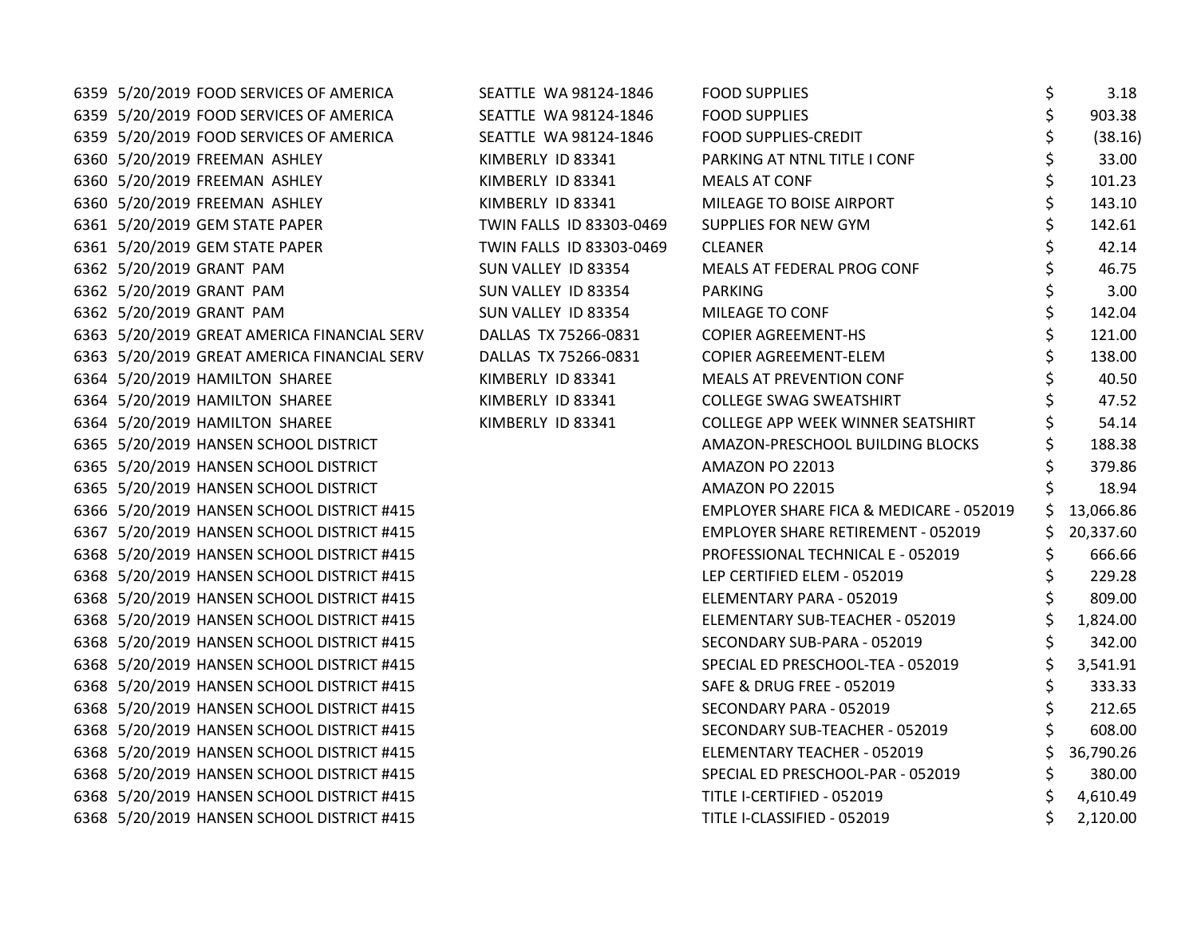| | | | | | | |
|---|---|---|---|---|---|---|
| 6359 | 5/20/2019 | FOOD SERVICES OF AMERICA | SEATTLE WA 98124-1846 | FOOD SUPPLIES | $ | 3.18 |
| 6359 | 5/20/2019 | FOOD SERVICES OF AMERICA | SEATTLE WA 98124-1846 | FOOD SUPPLIES | $ | 903.38 |
| 6359 | 5/20/2019 | FOOD SERVICES OF AMERICA | SEATTLE WA 98124-1846 | FOOD SUPPLIES-CREDIT | $ | (38.16) |
| 6360 | 5/20/2019 | FREEMAN ASHLEY | KIMBERLY ID 83341 | PARKING AT NTNL TITLE I CONF | $ | 33.00 |
| 6360 | 5/20/2019 | FREEMAN ASHLEY | KIMBERLY ID 83341 | MEALS AT CONF | $ | 101.23 |
| 6360 | 5/20/2019 | FREEMAN ASHLEY | KIMBERLY ID 83341 | MILEAGE TO BOISE AIRPORT | $ | 143.10 |
| 6361 | 5/20/2019 | GEM STATE PAPER | TWIN FALLS ID 83303-0469 | SUPPLIES FOR NEW GYM | $ | 142.61 |
| 6361 | 5/20/2019 | GEM STATE PAPER | TWIN FALLS ID 83303-0469 | CLEANER | $ | 42.14 |
| 6362 | 5/20/2019 | GRANT PAM | SUN VALLEY ID 83354 | MEALS AT FEDERAL PROG CONF | $ | 46.75 |
| 6362 | 5/20/2019 | GRANT PAM | SUN VALLEY ID 83354 | PARKING | $ | 3.00 |
| 6362 | 5/20/2019 | GRANT PAM | SUN VALLEY ID 83354 | MILEAGE TO CONF | $ | 142.04 |
| 6363 | 5/20/2019 | GREAT AMERICA FINANCIAL SERV | DALLAS TX 75266-0831 | COPIER AGREEMENT-HS | $ | 121.00 |
| 6363 | 5/20/2019 | GREAT AMERICA FINANCIAL SERV | DALLAS TX 75266-0831 | COPIER AGREEMENT-ELEM | $ | 138.00 |
| 6364 | 5/20/2019 | HAMILTON SHAREE | KIMBERLY ID 83341 | MEALS AT PREVENTION CONF | $ | 40.50 |
| 6364 | 5/20/2019 | HAMILTON SHAREE | KIMBERLY ID 83341 | COLLEGE SWAG SWEATSHIRT | $ | 47.52 |
| 6364 | 5/20/2019 | HAMILTON SHAREE | KIMBERLY ID 83341 | COLLEGE APP WEEK WINNER SEATSHIRT | $ | 54.14 |
| 6365 | 5/20/2019 | HANSEN SCHOOL DISTRICT | | AMAZON-PRESCHOOL BUILDING BLOCKS | $ | 188.38 |
| 6365 | 5/20/2019 | HANSEN SCHOOL DISTRICT | | AMAZON PO 22013 | $ | 379.86 |
| 6365 | 5/20/2019 | HANSEN SCHOOL DISTRICT | | AMAZON PO 22015 | $ | 18.94 |
| 6366 | 5/20/2019 | HANSEN SCHOOL DISTRICT #415 | | EMPLOYER SHARE FICA & MEDICARE - 052019 | $ | 13,066.86 |
| 6367 | 5/20/2019 | HANSEN SCHOOL DISTRICT #415 | | EMPLOYER SHARE RETIREMENT - 052019 | $ | 20,337.60 |
| 6368 | 5/20/2019 | HANSEN SCHOOL DISTRICT #415 | | PROFESSIONAL TECHNICAL E - 052019 | $ | 666.66 |
| 6368 | 5/20/2019 | HANSEN SCHOOL DISTRICT #415 | | LEP CERTIFIED ELEM - 052019 | $ | 229.28 |
| 6368 | 5/20/2019 | HANSEN SCHOOL DISTRICT #415 | | ELEMENTARY PARA - 052019 | $ | 809.00 |
| 6368 | 5/20/2019 | HANSEN SCHOOL DISTRICT #415 | | ELEMENTARY SUB-TEACHER - 052019 | $ | 1,824.00 |
| 6368 | 5/20/2019 | HANSEN SCHOOL DISTRICT #415 | | SECONDARY SUB-PARA - 052019 | $ | 342.00 |
| 6368 | 5/20/2019 | HANSEN SCHOOL DISTRICT #415 | | SPECIAL ED PRESCHOOL-TEA - 052019 | $ | 3,541.91 |
| 6368 | 5/20/2019 | HANSEN SCHOOL DISTRICT #415 | | SAFE & DRUG FREE - 052019 | $ | 333.33 |
| 6368 | 5/20/2019 | HANSEN SCHOOL DISTRICT #415 | | SECONDARY PARA - 052019 | $ | 212.65 |
| 6368 | 5/20/2019 | HANSEN SCHOOL DISTRICT #415 | | SECONDARY SUB-TEACHER - 052019 | $ | 608.00 |
| 6368 | 5/20/2019 | HANSEN SCHOOL DISTRICT #415 | | ELEMENTARY TEACHER - 052019 | $ | 36,790.26 |
| 6368 | 5/20/2019 | HANSEN SCHOOL DISTRICT #415 | | SPECIAL ED PRESCHOOL-PAR - 052019 | $ | 380.00 |
| 6368 | 5/20/2019 | HANSEN SCHOOL DISTRICT #415 | | TITLE I-CERTIFIED - 052019 | $ | 4,610.49 |
| 6368 | 5/20/2019 | HANSEN SCHOOL DISTRICT #415 | | TITLE I-CLASSIFIED - 052019 | $ | 2,120.00 |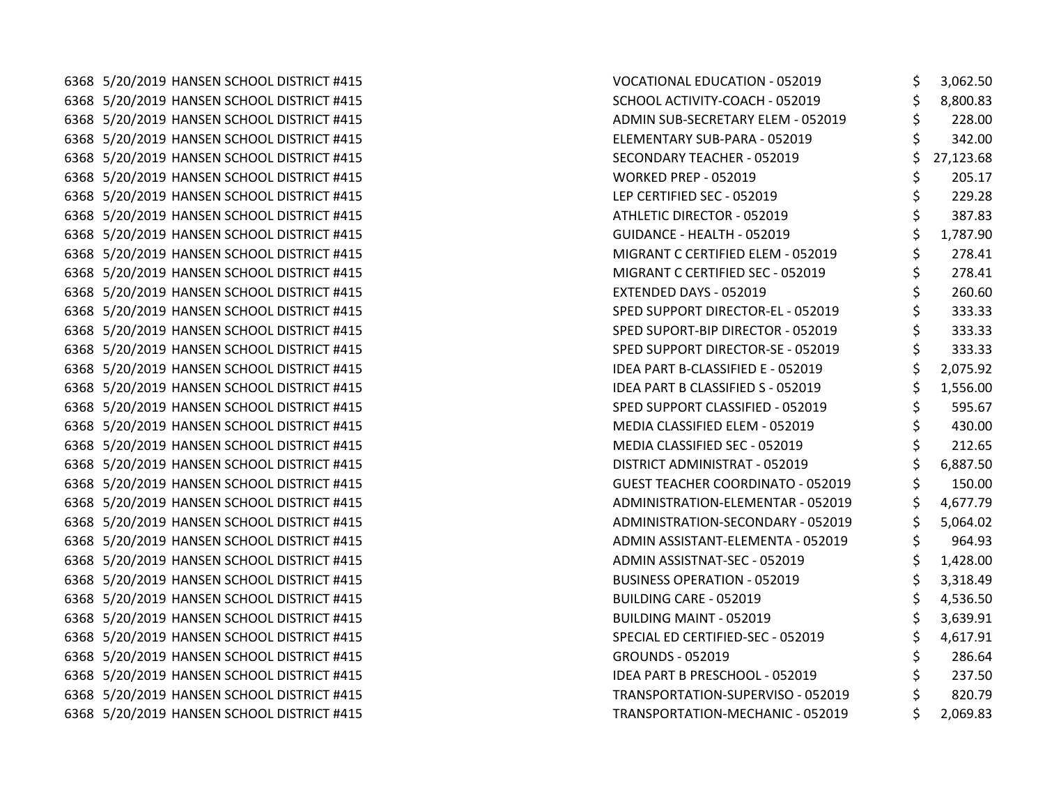| | | | | |
|---|---|---|---|---|
| 6368 | 5/20/2019 | HANSEN SCHOOL DISTRICT #415 | VOCATIONAL EDUCATION - 052019 | $ 3,062.50 |
| 6368 | 5/20/2019 | HANSEN SCHOOL DISTRICT #415 | SCHOOL ACTIVITY-COACH - 052019 | $ 8,800.83 |
| 6368 | 5/20/2019 | HANSEN SCHOOL DISTRICT #415 | ADMIN SUB-SECRETARY ELEM - 052019 | $ 228.00 |
| 6368 | 5/20/2019 | HANSEN SCHOOL DISTRICT #415 | ELEMENTARY SUB-PARA - 052019 | $ 342.00 |
| 6368 | 5/20/2019 | HANSEN SCHOOL DISTRICT #415 | SECONDARY TEACHER - 052019 | $ 27,123.68 |
| 6368 | 5/20/2019 | HANSEN SCHOOL DISTRICT #415 | WORKED PREP - 052019 | $ 205.17 |
| 6368 | 5/20/2019 | HANSEN SCHOOL DISTRICT #415 | LEP CERTIFIED SEC - 052019 | $ 229.28 |
| 6368 | 5/20/2019 | HANSEN SCHOOL DISTRICT #415 | ATHLETIC DIRECTOR - 052019 | $ 387.83 |
| 6368 | 5/20/2019 | HANSEN SCHOOL DISTRICT #415 | GUIDANCE - HEALTH - 052019 | $ 1,787.90 |
| 6368 | 5/20/2019 | HANSEN SCHOOL DISTRICT #415 | MIGRANT C CERTIFIED ELEM - 052019 | $ 278.41 |
| 6368 | 5/20/2019 | HANSEN SCHOOL DISTRICT #415 | MIGRANT C CERTIFIED SEC - 052019 | $ 278.41 |
| 6368 | 5/20/2019 | HANSEN SCHOOL DISTRICT #415 | EXTENDED DAYS - 052019 | $ 260.60 |
| 6368 | 5/20/2019 | HANSEN SCHOOL DISTRICT #415 | SPED SUPPORT DIRECTOR-EL - 052019 | $ 333.33 |
| 6368 | 5/20/2019 | HANSEN SCHOOL DISTRICT #415 | SPED SUPORT-BIP DIRECTOR - 052019 | $ 333.33 |
| 6368 | 5/20/2019 | HANSEN SCHOOL DISTRICT #415 | SPED SUPPORT DIRECTOR-SE - 052019 | $ 333.33 |
| 6368 | 5/20/2019 | HANSEN SCHOOL DISTRICT #415 | IDEA PART B-CLASSIFIED E - 052019 | $ 2,075.92 |
| 6368 | 5/20/2019 | HANSEN SCHOOL DISTRICT #415 | IDEA PART B CLASSIFIED S - 052019 | $ 1,556.00 |
| 6368 | 5/20/2019 | HANSEN SCHOOL DISTRICT #415 | SPED SUPPORT CLASSIFIED - 052019 | $ 595.67 |
| 6368 | 5/20/2019 | HANSEN SCHOOL DISTRICT #415 | MEDIA CLASSIFIED ELEM - 052019 | $ 430.00 |
| 6368 | 5/20/2019 | HANSEN SCHOOL DISTRICT #415 | MEDIA CLASSIFIED SEC - 052019 | $ 212.65 |
| 6368 | 5/20/2019 | HANSEN SCHOOL DISTRICT #415 | DISTRICT ADMINISTRAT - 052019 | $ 6,887.50 |
| 6368 | 5/20/2019 | HANSEN SCHOOL DISTRICT #415 | GUEST TEACHER COORDINATO - 052019 | $ 150.00 |
| 6368 | 5/20/2019 | HANSEN SCHOOL DISTRICT #415 | ADMINISTRATION-ELEMENTAR - 052019 | $ 4,677.79 |
| 6368 | 5/20/2019 | HANSEN SCHOOL DISTRICT #415 | ADMINISTRATION-SECONDARY - 052019 | $ 5,064.02 |
| 6368 | 5/20/2019 | HANSEN SCHOOL DISTRICT #415 | ADMIN ASSISTANT-ELEMENTA - 052019 | $ 964.93 |
| 6368 | 5/20/2019 | HANSEN SCHOOL DISTRICT #415 | ADMIN ASSISTNAT-SEC - 052019 | $ 1,428.00 |
| 6368 | 5/20/2019 | HANSEN SCHOOL DISTRICT #415 | BUSINESS OPERATION - 052019 | $ 3,318.49 |
| 6368 | 5/20/2019 | HANSEN SCHOOL DISTRICT #415 | BUILDING CARE - 052019 | $ 4,536.50 |
| 6368 | 5/20/2019 | HANSEN SCHOOL DISTRICT #415 | BUILDING MAINT - 052019 | $ 3,639.91 |
| 6368 | 5/20/2019 | HANSEN SCHOOL DISTRICT #415 | SPECIAL ED CERTIFIED-SEC - 052019 | $ 4,617.91 |
| 6368 | 5/20/2019 | HANSEN SCHOOL DISTRICT #415 | GROUNDS - 052019 | $ 286.64 |
| 6368 | 5/20/2019 | HANSEN SCHOOL DISTRICT #415 | IDEA PART B PRESCHOOL - 052019 | $ 237.50 |
| 6368 | 5/20/2019 | HANSEN SCHOOL DISTRICT #415 | TRANSPORTATION-SUPERVISO - 052019 | $ 820.79 |
| 6368 | 5/20/2019 | HANSEN SCHOOL DISTRICT #415 | TRANSPORTATION-MECHANIC - 052019 | $ 2,069.83 |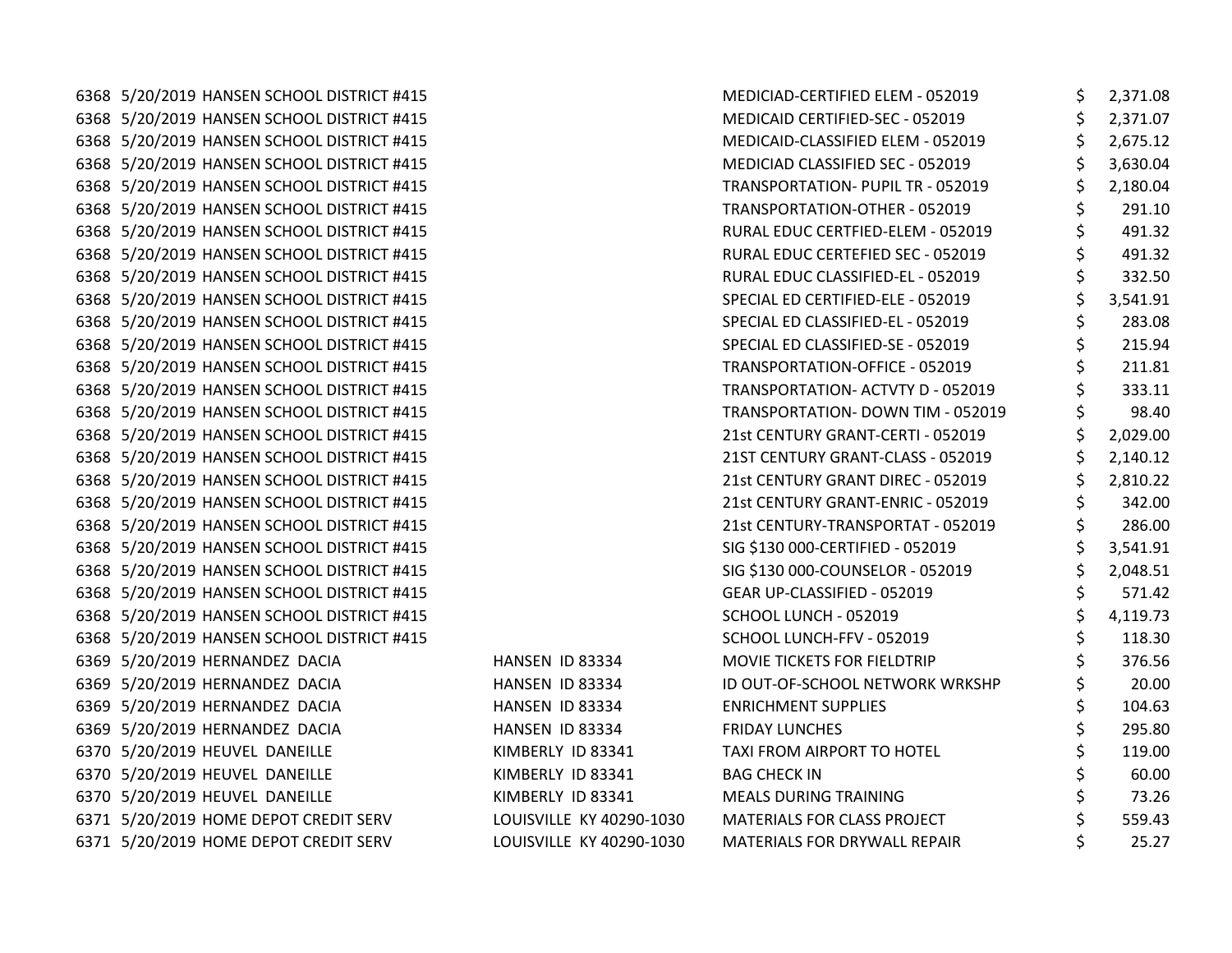| | | | | | |
|---|---|---|---|---|---|
| 6368 | 5/20/2019 | HANSEN SCHOOL DISTRICT #415 | | MEDICIAD-CERTIFIED ELEM - 052019 | $ 2,371.08 |
| 6368 | 5/20/2019 | HANSEN SCHOOL DISTRICT #415 | | MEDICAID CERTIFIED-SEC - 052019 | $ 2,371.07 |
| 6368 | 5/20/2019 | HANSEN SCHOOL DISTRICT #415 | | MEDICAID-CLASSIFIED ELEM - 052019 | $ 2,675.12 |
| 6368 | 5/20/2019 | HANSEN SCHOOL DISTRICT #415 | | MEDICIAD CLASSIFIED SEC - 052019 | $ 3,630.04 |
| 6368 | 5/20/2019 | HANSEN SCHOOL DISTRICT #415 | | TRANSPORTATION- PUPIL TR - 052019 | $ 2,180.04 |
| 6368 | 5/20/2019 | HANSEN SCHOOL DISTRICT #415 | | TRANSPORTATION-OTHER - 052019 | $ 291.10 |
| 6368 | 5/20/2019 | HANSEN SCHOOL DISTRICT #415 | | RURAL EDUC CERTFIED-ELEM - 052019 | $ 491.32 |
| 6368 | 5/20/2019 | HANSEN SCHOOL DISTRICT #415 | | RURAL EDUC CERTEFIED SEC - 052019 | $ 491.32 |
| 6368 | 5/20/2019 | HANSEN SCHOOL DISTRICT #415 | | RURAL EDUC CLASSIFIED-EL - 052019 | $ 332.50 |
| 6368 | 5/20/2019 | HANSEN SCHOOL DISTRICT #415 | | SPECIAL ED CERTIFIED-ELE - 052019 | $ 3,541.91 |
| 6368 | 5/20/2019 | HANSEN SCHOOL DISTRICT #415 | | SPECIAL ED CLASSIFIED-EL - 052019 | $ 283.08 |
| 6368 | 5/20/2019 | HANSEN SCHOOL DISTRICT #415 | | SPECIAL ED CLASSIFIED-SE - 052019 | $ 215.94 |
| 6368 | 5/20/2019 | HANSEN SCHOOL DISTRICT #415 | | TRANSPORTATION-OFFICE - 052019 | $ 211.81 |
| 6368 | 5/20/2019 | HANSEN SCHOOL DISTRICT #415 | | TRANSPORTATION- ACTVTY D - 052019 | $ 333.11 |
| 6368 | 5/20/2019 | HANSEN SCHOOL DISTRICT #415 | | TRANSPORTATION- DOWN TIM - 052019 | $ 98.40 |
| 6368 | 5/20/2019 | HANSEN SCHOOL DISTRICT #415 | | 21st CENTURY GRANT-CERTI - 052019 | $ 2,029.00 |
| 6368 | 5/20/2019 | HANSEN SCHOOL DISTRICT #415 | | 21ST CENTURY GRANT-CLASS - 052019 | $ 2,140.12 |
| 6368 | 5/20/2019 | HANSEN SCHOOL DISTRICT #415 | | 21st CENTURY GRANT DIREC - 052019 | $ 2,810.22 |
| 6368 | 5/20/2019 | HANSEN SCHOOL DISTRICT #415 | | 21st CENTURY GRANT-ENRIC - 052019 | $ 342.00 |
| 6368 | 5/20/2019 | HANSEN SCHOOL DISTRICT #415 | | 21st CENTURY-TRANSPORTAT - 052019 | $ 286.00 |
| 6368 | 5/20/2019 | HANSEN SCHOOL DISTRICT #415 | | SIG $130 000-CERTIFIED - 052019 | $ 3,541.91 |
| 6368 | 5/20/2019 | HANSEN SCHOOL DISTRICT #415 | | SIG $130 000-COUNSELOR - 052019 | $ 2,048.51 |
| 6368 | 5/20/2019 | HANSEN SCHOOL DISTRICT #415 | | GEAR UP-CLASSIFIED - 052019 | $ 571.42 |
| 6368 | 5/20/2019 | HANSEN SCHOOL DISTRICT #415 | | SCHOOL LUNCH - 052019 | $ 4,119.73 |
| 6368 | 5/20/2019 | HANSEN SCHOOL DISTRICT #415 | | SCHOOL LUNCH-FFV - 052019 | $ 118.30 |
| 6369 | 5/20/2019 | HERNANDEZ DACIA | HANSEN ID 83334 | MOVIE TICKETS FOR FIELDTRIP | $ 376.56 |
| 6369 | 5/20/2019 | HERNANDEZ DACIA | HANSEN ID 83334 | ID OUT-OF-SCHOOL NETWORK WRKSHP | $ 20.00 |
| 6369 | 5/20/2019 | HERNANDEZ DACIA | HANSEN ID 83334 | ENRICHMENT SUPPLIES | $ 104.63 |
| 6369 | 5/20/2019 | HERNANDEZ DACIA | HANSEN ID 83334 | FRIDAY LUNCHES | $ 295.80 |
| 6370 | 5/20/2019 | HEUVEL DANEILLE | KIMBERLY ID 83341 | TAXI FROM AIRPORT TO HOTEL | $ 119.00 |
| 6370 | 5/20/2019 | HEUVEL DANEILLE | KIMBERLY ID 83341 | BAG CHECK IN | $ 60.00 |
| 6370 | 5/20/2019 | HEUVEL DANEILLE | KIMBERLY ID 83341 | MEALS DURING TRAINING | $ 73.26 |
| 6371 | 5/20/2019 | HOME DEPOT CREDIT SERV | LOUISVILLE KY 40290-1030 | MATERIALS FOR CLASS PROJECT | $ 559.43 |
| 6371 | 5/20/2019 | HOME DEPOT CREDIT SERV | LOUISVILLE KY 40290-1030 | MATERIALS FOR DRYWALL REPAIR | $ 25.27 |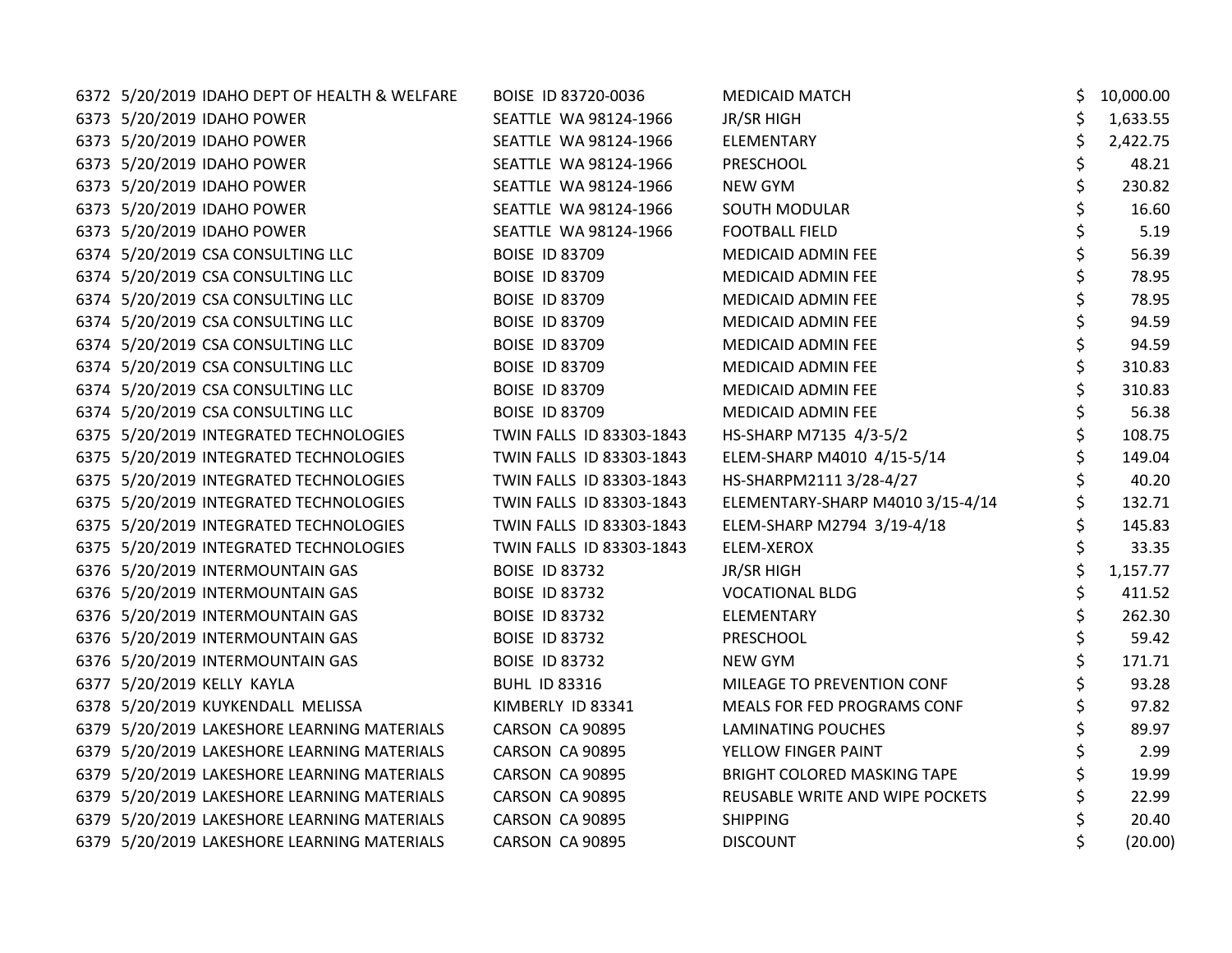| | | | | | |
|---|---|---|---|---|---|
| 6372 | 5/20/2019 | IDAHO DEPT OF HEALTH & WELFARE | BOISE ID 83720-0036 | MEDICAID MATCH | $ 10,000.00 |
| 6373 | 5/20/2019 | IDAHO POWER | SEATTLE WA 98124-1966 | JR/SR HIGH | $ 1,633.55 |
| 6373 | 5/20/2019 | IDAHO POWER | SEATTLE WA 98124-1966 | ELEMENTARY | $ 2,422.75 |
| 6373 | 5/20/2019 | IDAHO POWER | SEATTLE WA 98124-1966 | PRESCHOOL | $ 48.21 |
| 6373 | 5/20/2019 | IDAHO POWER | SEATTLE WA 98124-1966 | NEW GYM | $ 230.82 |
| 6373 | 5/20/2019 | IDAHO POWER | SEATTLE WA 98124-1966 | SOUTH MODULAR | $ 16.60 |
| 6373 | 5/20/2019 | IDAHO POWER | SEATTLE WA 98124-1966 | FOOTBALL FIELD | $ 5.19 |
| 6374 | 5/20/2019 | CSA CONSULTING LLC | BOISE ID 83709 | MEDICAID ADMIN FEE | $ 56.39 |
| 6374 | 5/20/2019 | CSA CONSULTING LLC | BOISE ID 83709 | MEDICAID ADMIN FEE | $ 78.95 |
| 6374 | 5/20/2019 | CSA CONSULTING LLC | BOISE ID 83709 | MEDICAID ADMIN FEE | $ 78.95 |
| 6374 | 5/20/2019 | CSA CONSULTING LLC | BOISE ID 83709 | MEDICAID ADMIN FEE | $ 94.59 |
| 6374 | 5/20/2019 | CSA CONSULTING LLC | BOISE ID 83709 | MEDICAID ADMIN FEE | $ 94.59 |
| 6374 | 5/20/2019 | CSA CONSULTING LLC | BOISE ID 83709 | MEDICAID ADMIN FEE | $ 310.83 |
| 6374 | 5/20/2019 | CSA CONSULTING LLC | BOISE ID 83709 | MEDICAID ADMIN FEE | $ 310.83 |
| 6374 | 5/20/2019 | CSA CONSULTING LLC | BOISE ID 83709 | MEDICAID ADMIN FEE | $ 56.38 |
| 6375 | 5/20/2019 | INTEGRATED TECHNOLOGIES | TWIN FALLS ID 83303-1843 | HS-SHARP M7135 4/3-5/2 | $ 108.75 |
| 6375 | 5/20/2019 | INTEGRATED TECHNOLOGIES | TWIN FALLS ID 83303-1843 | ELEM-SHARP M4010 4/15-5/14 | $ 149.04 |
| 6375 | 5/20/2019 | INTEGRATED TECHNOLOGIES | TWIN FALLS ID 83303-1843 | HS-SHARPM2111 3/28-4/27 | $ 40.20 |
| 6375 | 5/20/2019 | INTEGRATED TECHNOLOGIES | TWIN FALLS ID 83303-1843 | ELEMENTARY-SHARP M4010 3/15-4/14 | $ 132.71 |
| 6375 | 5/20/2019 | INTEGRATED TECHNOLOGIES | TWIN FALLS ID 83303-1843 | ELEM-SHARP M2794 3/19-4/18 | $ 145.83 |
| 6375 | 5/20/2019 | INTEGRATED TECHNOLOGIES | TWIN FALLS ID 83303-1843 | ELEM-XEROX | $ 33.35 |
| 6376 | 5/20/2019 | INTERMOUNTAIN GAS | BOISE ID 83732 | JR/SR HIGH | $ 1,157.77 |
| 6376 | 5/20/2019 | INTERMOUNTAIN GAS | BOISE ID 83732 | VOCATIONAL BLDG | $ 411.52 |
| 6376 | 5/20/2019 | INTERMOUNTAIN GAS | BOISE ID 83732 | ELEMENTARY | $ 262.30 |
| 6376 | 5/20/2019 | INTERMOUNTAIN GAS | BOISE ID 83732 | PRESCHOOL | $ 59.42 |
| 6376 | 5/20/2019 | INTERMOUNTAIN GAS | BOISE ID 83732 | NEW GYM | $ 171.71 |
| 6377 | 5/20/2019 | KELLY KAYLA | BUHL ID 83316 | MILEAGE TO PREVENTION CONF | $ 93.28 |
| 6378 | 5/20/2019 | KUYKENDALL MELISSA | KIMBERLY ID 83341 | MEALS FOR FED PROGRAMS CONF | $ 97.82 |
| 6379 | 5/20/2019 | LAKESHORE LEARNING MATERIALS | CARSON CA 90895 | LAMINATING POUCHES | $ 89.97 |
| 6379 | 5/20/2019 | LAKESHORE LEARNING MATERIALS | CARSON CA 90895 | YELLOW FINGER PAINT | $ 2.99 |
| 6379 | 5/20/2019 | LAKESHORE LEARNING MATERIALS | CARSON CA 90895 | BRIGHT COLORED MASKING TAPE | $ 19.99 |
| 6379 | 5/20/2019 | LAKESHORE LEARNING MATERIALS | CARSON CA 90895 | REUSABLE WRITE AND WIPE POCKETS | $ 22.99 |
| 6379 | 5/20/2019 | LAKESHORE LEARNING MATERIALS | CARSON CA 90895 | SHIPPING | $ 20.40 |
| 6379 | 5/20/2019 | LAKESHORE LEARNING MATERIALS | CARSON CA 90895 | DISCOUNT | $ (20.00) |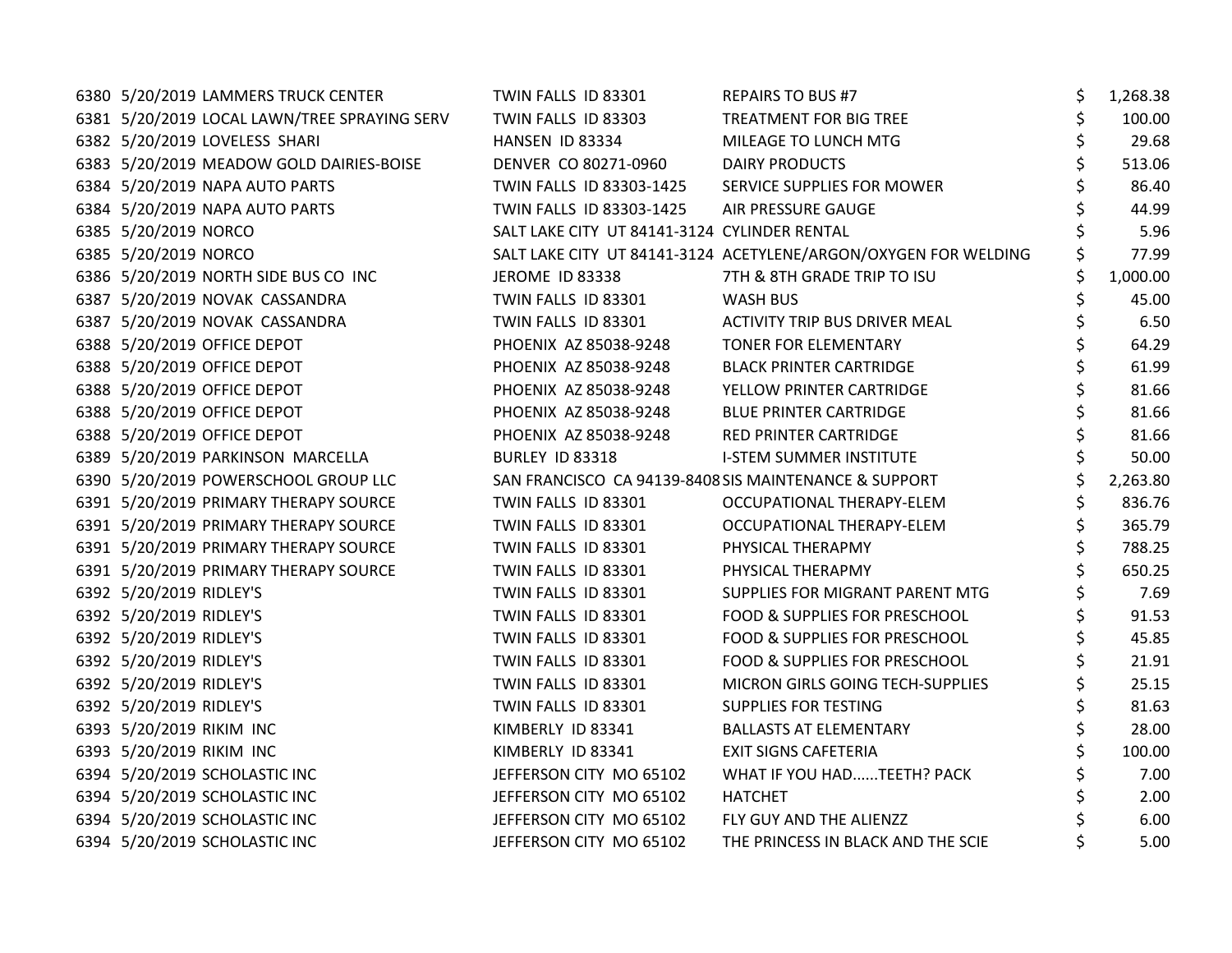| | | | | | |
|---|---|---|---|---|---|
| 6380 | 5/20/2019 | LAMMERS TRUCK CENTER | TWIN FALLS ID 83301 | REPAIRS TO BUS #7 | $ 1,268.38 |
| 6381 | 5/20/2019 | LOCAL LAWN/TREE SPRAYING SERV | TWIN FALLS ID 83303 | TREATMENT FOR BIG TREE | $ 100.00 |
| 6382 | 5/20/2019 | LOVELESS SHARI | HANSEN ID 83334 | MILEAGE TO LUNCH MTG | $ 29.68 |
| 6383 | 5/20/2019 | MEADOW GOLD DAIRIES-BOISE | DENVER CO 80271-0960 | DAIRY PRODUCTS | $ 513.06 |
| 6384 | 5/20/2019 | NAPA AUTO PARTS | TWIN FALLS ID 83303-1425 | SERVICE SUPPLIES FOR MOWER | $ 86.40 |
| 6384 | 5/20/2019 | NAPA AUTO PARTS | TWIN FALLS ID 83303-1425 | AIR PRESSURE GAUGE | $ 44.99 |
| 6385 | 5/20/2019 | NORCO | SALT LAKE CITY UT 84141-3124 | CYLINDER RENTAL | $ 5.96 |
| 6385 | 5/20/2019 | NORCO | SALT LAKE CITY UT 84141-3124 | ACETYLENE/ARGON/OXYGEN FOR WELDING | $ 77.99 |
| 6386 | 5/20/2019 | NORTH SIDE BUS CO INC | JEROME ID 83338 | 7TH & 8TH GRADE TRIP TO ISU | $ 1,000.00 |
| 6387 | 5/20/2019 | NOVAK CASSANDRA | TWIN FALLS ID 83301 | WASH BUS | $ 45.00 |
| 6387 | 5/20/2019 | NOVAK CASSANDRA | TWIN FALLS ID 83301 | ACTIVITY TRIP BUS DRIVER MEAL | $ 6.50 |
| 6388 | 5/20/2019 | OFFICE DEPOT | PHOENIX AZ 85038-9248 | TONER FOR ELEMENTARY | $ 64.29 |
| 6388 | 5/20/2019 | OFFICE DEPOT | PHOENIX AZ 85038-9248 | BLACK PRINTER CARTRIDGE | $ 61.99 |
| 6388 | 5/20/2019 | OFFICE DEPOT | PHOENIX AZ 85038-9248 | YELLOW PRINTER CARTRIDGE | $ 81.66 |
| 6388 | 5/20/2019 | OFFICE DEPOT | PHOENIX AZ 85038-9248 | BLUE PRINTER CARTRIDGE | $ 81.66 |
| 6388 | 5/20/2019 | OFFICE DEPOT | PHOENIX AZ 85038-9248 | RED PRINTER CARTRIDGE | $ 81.66 |
| 6389 | 5/20/2019 | PARKINSON MARCELLA | BURLEY ID 83318 | I-STEM SUMMER INSTITUTE | $ 50.00 |
| 6390 | 5/20/2019 | POWERSCHOOL GROUP LLC | SAN FRANCISCO CA 94139-8408 | SIS MAINTENANCE & SUPPORT | $ 2,263.80 |
| 6391 | 5/20/2019 | PRIMARY THERAPY SOURCE | TWIN FALLS ID 83301 | OCCUPATIONAL THERAPY-ELEM | $ 836.76 |
| 6391 | 5/20/2019 | PRIMARY THERAPY SOURCE | TWIN FALLS ID 83301 | OCCUPATIONAL THERAPY-ELEM | $ 365.79 |
| 6391 | 5/20/2019 | PRIMARY THERAPY SOURCE | TWIN FALLS ID 83301 | PHYSICAL THERAPMY | $ 788.25 |
| 6391 | 5/20/2019 | PRIMARY THERAPY SOURCE | TWIN FALLS ID 83301 | PHYSICAL THERAPMY | $ 650.25 |
| 6392 | 5/20/2019 | RIDLEY'S | TWIN FALLS ID 83301 | SUPPLIES FOR MIGRANT PARENT MTG | $ 7.69 |
| 6392 | 5/20/2019 | RIDLEY'S | TWIN FALLS ID 83301 | FOOD & SUPPLIES FOR PRESCHOOL | $ 91.53 |
| 6392 | 5/20/2019 | RIDLEY'S | TWIN FALLS ID 83301 | FOOD & SUPPLIES FOR PRESCHOOL | $ 45.85 |
| 6392 | 5/20/2019 | RIDLEY'S | TWIN FALLS ID 83301 | FOOD & SUPPLIES FOR PRESCHOOL | $ 21.91 |
| 6392 | 5/20/2019 | RIDLEY'S | TWIN FALLS ID 83301 | MICRON GIRLS GOING TECH-SUPPLIES | $ 25.15 |
| 6392 | 5/20/2019 | RIDLEY'S | TWIN FALLS ID 83301 | SUPPLIES FOR TESTING | $ 81.63 |
| 6393 | 5/20/2019 | RIKIM INC | KIMBERLY ID 83341 | BALLASTS AT ELEMENTARY | $ 28.00 |
| 6393 | 5/20/2019 | RIKIM INC | KIMBERLY ID 83341 | EXIT SIGNS CAFETERIA | $ 100.00 |
| 6394 | 5/20/2019 | SCHOLASTIC INC | JEFFERSON CITY MO 65102 | WHAT IF YOU HAD......TEETH? PACK | $ 7.00 |
| 6394 | 5/20/2019 | SCHOLASTIC INC | JEFFERSON CITY MO 65102 | HATCHET | $ 2.00 |
| 6394 | 5/20/2019 | SCHOLASTIC INC | JEFFERSON CITY MO 65102 | FLY GUY AND THE ALIENZZ | $ 6.00 |
| 6394 | 5/20/2019 | SCHOLASTIC INC | JEFFERSON CITY MO 65102 | THE PRINCESS IN BLACK AND THE SCIE | $ 5.00 |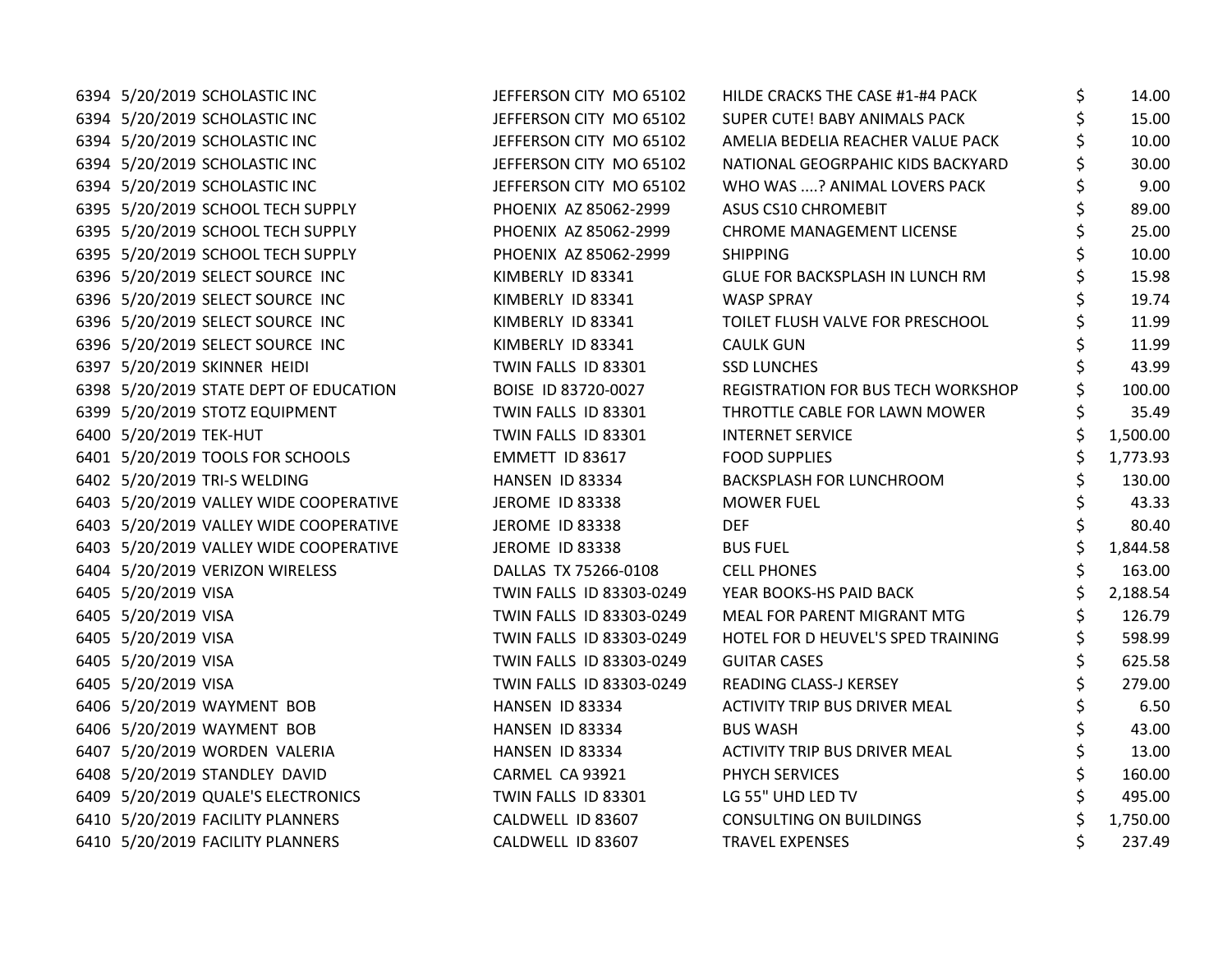| | | | | | |
|---|---|---|---|---|---|
| 6394 | 5/20/2019 | SCHOLASTIC INC | JEFFERSON CITY MO 65102 | HILDE CRACKS THE CASE #1-#4 PACK | $ 14.00 |
| 6394 | 5/20/2019 | SCHOLASTIC INC | JEFFERSON CITY MO 65102 | SUPER CUTE! BABY ANIMALS PACK | $ 15.00 |
| 6394 | 5/20/2019 | SCHOLASTIC INC | JEFFERSON CITY MO 65102 | AMELIA BEDELIA REACHER VALUE PACK | $ 10.00 |
| 6394 | 5/20/2019 | SCHOLASTIC INC | JEFFERSON CITY MO 65102 | NATIONAL GEOGRPAHIC KIDS BACKYARD | $ 30.00 |
| 6394 | 5/20/2019 | SCHOLASTIC INC | JEFFERSON CITY MO 65102 | WHO WAS ....? ANIMAL LOVERS PACK | $ 9.00 |
| 6395 | 5/20/2019 | SCHOOL TECH SUPPLY | PHOENIX AZ 85062-2999 | ASUS CS10 CHROMEBIT | $ 89.00 |
| 6395 | 5/20/2019 | SCHOOL TECH SUPPLY | PHOENIX AZ 85062-2999 | CHROME MANAGEMENT LICENSE | $ 25.00 |
| 6395 | 5/20/2019 | SCHOOL TECH SUPPLY | PHOENIX AZ 85062-2999 | SHIPPING | $ 10.00 |
| 6396 | 5/20/2019 | SELECT SOURCE INC | KIMBERLY ID 83341 | GLUE FOR BACKSPLASH IN LUNCH RM | $ 15.98 |
| 6396 | 5/20/2019 | SELECT SOURCE INC | KIMBERLY ID 83341 | WASP SPRAY | $ 19.74 |
| 6396 | 5/20/2019 | SELECT SOURCE INC | KIMBERLY ID 83341 | TOILET FLUSH VALVE FOR PRESCHOOL | $ 11.99 |
| 6396 | 5/20/2019 | SELECT SOURCE INC | KIMBERLY ID 83341 | CAULK GUN | $ 11.99 |
| 6397 | 5/20/2019 | SKINNER HEIDI | TWIN FALLS ID 83301 | SSD LUNCHES | $ 43.99 |
| 6398 | 5/20/2019 | STATE DEPT OF EDUCATION | BOISE ID 83720-0027 | REGISTRATION FOR BUS TECH WORKSHOP | $ 100.00 |
| 6399 | 5/20/2019 | STOTZ EQUIPMENT | TWIN FALLS ID 83301 | THROTTLE CABLE FOR LAWN MOWER | $ 35.49 |
| 6400 | 5/20/2019 | TEK-HUT | TWIN FALLS ID 83301 | INTERNET SERVICE | $ 1,500.00 |
| 6401 | 5/20/2019 | TOOLS FOR SCHOOLS | EMMETT ID 83617 | FOOD SUPPLIES | $ 1,773.93 |
| 6402 | 5/20/2019 | TRI-S WELDING | HANSEN ID 83334 | BACKSPLASH FOR LUNCHROOM | $ 130.00 |
| 6403 | 5/20/2019 | VALLEY WIDE COOPERATIVE | JEROME ID 83338 | MOWER FUEL | $ 43.33 |
| 6403 | 5/20/2019 | VALLEY WIDE COOPERATIVE | JEROME ID 83338 | DEF | $ 80.40 |
| 6403 | 5/20/2019 | VALLEY WIDE COOPERATIVE | JEROME ID 83338 | BUS FUEL | $ 1,844.58 |
| 6404 | 5/20/2019 | VERIZON WIRELESS | DALLAS TX 75266-0108 | CELL PHONES | $ 163.00 |
| 6405 | 5/20/2019 | VISA | TWIN FALLS ID 83303-0249 | YEAR BOOKS-HS PAID BACK | $ 2,188.54 |
| 6405 | 5/20/2019 | VISA | TWIN FALLS ID 83303-0249 | MEAL FOR PARENT MIGRANT MTG | $ 126.79 |
| 6405 | 5/20/2019 | VISA | TWIN FALLS ID 83303-0249 | HOTEL FOR D HEUVEL'S SPED TRAINING | $ 598.99 |
| 6405 | 5/20/2019 | VISA | TWIN FALLS ID 83303-0249 | GUITAR CASES | $ 625.58 |
| 6405 | 5/20/2019 | VISA | TWIN FALLS ID 83303-0249 | READING CLASS-J KERSEY | $ 279.00 |
| 6406 | 5/20/2019 | WAYMENT BOB | HANSEN ID 83334 | ACTIVITY TRIP BUS DRIVER MEAL | $ 6.50 |
| 6406 | 5/20/2019 | WAYMENT BOB | HANSEN ID 83334 | BUS WASH | $ 43.00 |
| 6407 | 5/20/2019 | WORDEN VALERIA | HANSEN ID 83334 | ACTIVITY TRIP BUS DRIVER MEAL | $ 13.00 |
| 6408 | 5/20/2019 | STANDLEY DAVID | CARMEL CA 93921 | PHYCH SERVICES | $ 160.00 |
| 6409 | 5/20/2019 | QUALE'S ELECTRONICS | TWIN FALLS ID 83301 | LG 55" UHD LED TV | $ 495.00 |
| 6410 | 5/20/2019 | FACILITY PLANNERS | CALDWELL ID 83607 | CONSULTING ON BUILDINGS | $ 1,750.00 |
| 6410 | 5/20/2019 | FACILITY PLANNERS | CALDWELL ID 83607 | TRAVEL EXPENSES | $ 237.49 |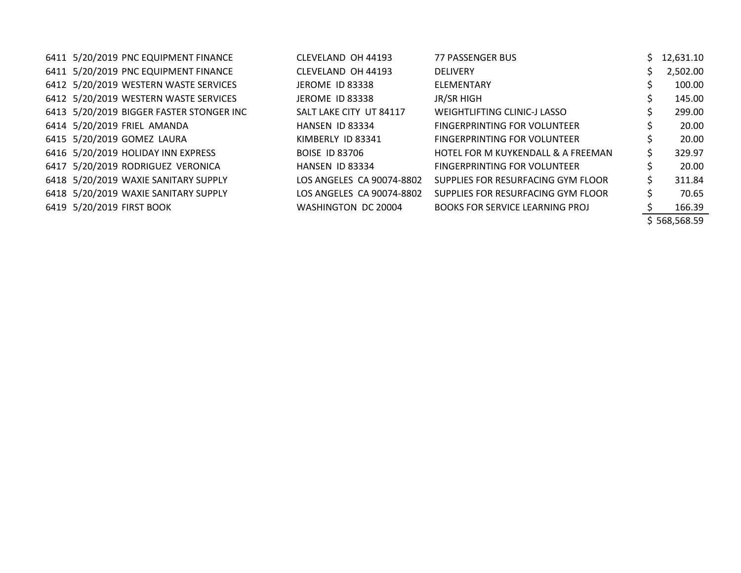| | | | | | |
|---|---|---|---|---|---|
| 6411 | 5/20/2019 | PNC EQUIPMENT FINANCE | CLEVELAND OH 44193 | 77 PASSENGER BUS | $ 12,631.10 |
| 6411 | 5/20/2019 | PNC EQUIPMENT FINANCE | CLEVELAND OH 44193 | DELIVERY | $ 2,502.00 |
| 6412 | 5/20/2019 | WESTERN WASTE SERVICES | JEROME ID 83338 | ELEMENTARY | $ 100.00 |
| 6412 | 5/20/2019 | WESTERN WASTE SERVICES | JEROME ID 83338 | JR/SR HIGH | $ 145.00 |
| 6413 | 5/20/2019 | BIGGER FASTER STONGER INC | SALT LAKE CITY UT 84117 | WEIGHTLIFTING CLINIC-J LASSO | $ 299.00 |
| 6414 | 5/20/2019 | FRIEL AMANDA | HANSEN ID 83334 | FINGERPRINTING FOR VOLUNTEER | $ 20.00 |
| 6415 | 5/20/2019 | GOMEZ LAURA | KIMBERLY ID 83341 | FINGERPRINTING FOR VOLUNTEER | $ 20.00 |
| 6416 | 5/20/2019 | HOLIDAY INN EXPRESS | BOISE ID 83706 | HOTEL FOR M KUYKENDALL & A FREEMAN | $ 329.97 |
| 6417 | 5/20/2019 | RODRIGUEZ VERONICA | HANSEN ID 83334 | FINGERPRINTING FOR VOLUNTEER | $ 20.00 |
| 6418 | 5/20/2019 | WAXIE SANITARY SUPPLY | LOS ANGELES CA 90074-8802 | SUPPLIES FOR RESURFACING GYM FLOOR | $ 311.84 |
| 6418 | 5/20/2019 | WAXIE SANITARY SUPPLY | LOS ANGELES CA 90074-8802 | SUPPLIES FOR RESURFACING GYM FLOOR | $ 70.65 |
| 6419 | 5/20/2019 | FIRST BOOK | WASHINGTON DC 20004 | BOOKS FOR SERVICE LEARNING PROJ | $ 166.39 |
| | | | | | $ 568,568.59 |